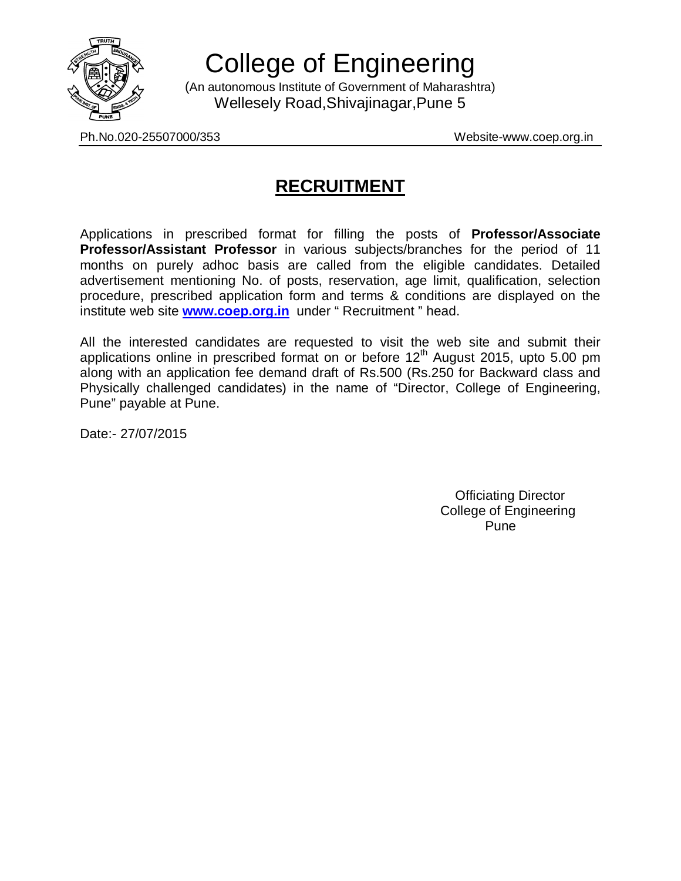# College of Engineering

(An autonomous Institute of Government of Maharashtra)
Wellesely Road,Shivajinagar,Pune 5

Ph.No.020-25507000/353 Website-www.coep.org.in

## RECRUITMENT

Applications in prescribed format for filling the posts of **Professor/Associate Professor/Assistant Professor** in various subjects/branches for the period of 11 months on purely adhoc basis are called from the eligible candidates. Detailed advertisement mentioning No. of posts, reservation, age limit, qualification, selection procedure, prescribed application form and terms & conditions are displayed on the institute web site **www.coep.org.in** under " Recruitment " head.

All the interested candidates are requested to visit the web site and submit their applications online in prescribed format on or before 12th August 2015, upto 5.00 pm along with an application fee demand draft of Rs.500 (Rs.250 for Backward class and Physically challenged candidates) in the name of "Director, College of Engineering, Pune" payable at Pune.

Date:- 27/07/2015

Officiating Director
College of Engineering
Pune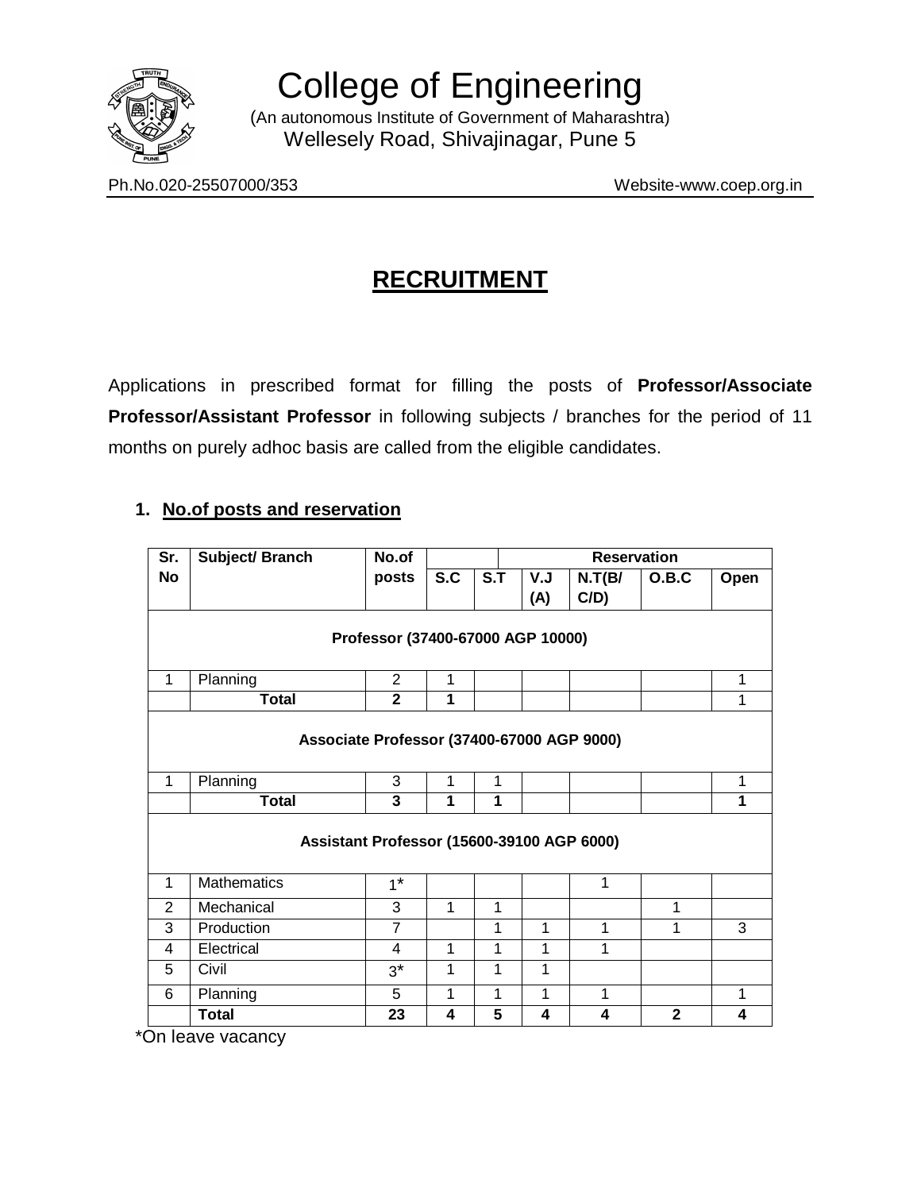# College of Engineering

(An autonomous Institute of Government of Maharashtra)
Wellesely Road, Shivajinagar, Pune 5

Ph.No.020-25507000/353 Website-www.coep.org.in

## RECRUITMENT

Applications in prescribed format for filling the posts of **Professor/Associate Professor/Assistant Professor** in following subjects / branches for the period of 11 months on purely adhoc basis are called from the eligible candidates.

### 1. No.of posts and reservation

| Sr. No | Subject/ Branch | No.of posts | Reservation | | | | | |
|---|---|---|---|---|---|---|---|---|
| | | | S.C | S.T | V.J (A) | N.T(B/ C/D) | O.B.C | Open |
| **Professor (37400-67000 AGP 10000)** | | | | | | | | |
| 1 | Planning | 2 | 1 | | | | | 1 |
| | **Total** | **2** | **1** | | | | | 1 |
| **Associate Professor (37400-67000 AGP 9000)** | | | | | | | | |
| 1 | Planning | 3 | 1 | 1 | | | | 1 |
| | **Total** | **3** | **1** | **1** | | | | **1** |
| **Assistant Professor (15600-39100 AGP 6000)** | | | | | | | | |
| 1 | Mathematics | 1* | | | | 1 | | |
| 2 | Mechanical | 3 | 1 | 1 | | | 1 | |
| 3 | Production | 7 | | 1 | 1 | 1 | 1 | 3 |
| 4 | Electrical | 4 | 1 | 1 | 1 | 1 | | |
| 5 | Civil | 3* | 1 | 1 | 1 | | | |
| 6 | Planning | 5 | 1 | 1 | 1 | 1 | | 1 |
| | **Total** | **23** | **4** | **5** | **4** | **4** | **2** | **4** |

*On leave vacancy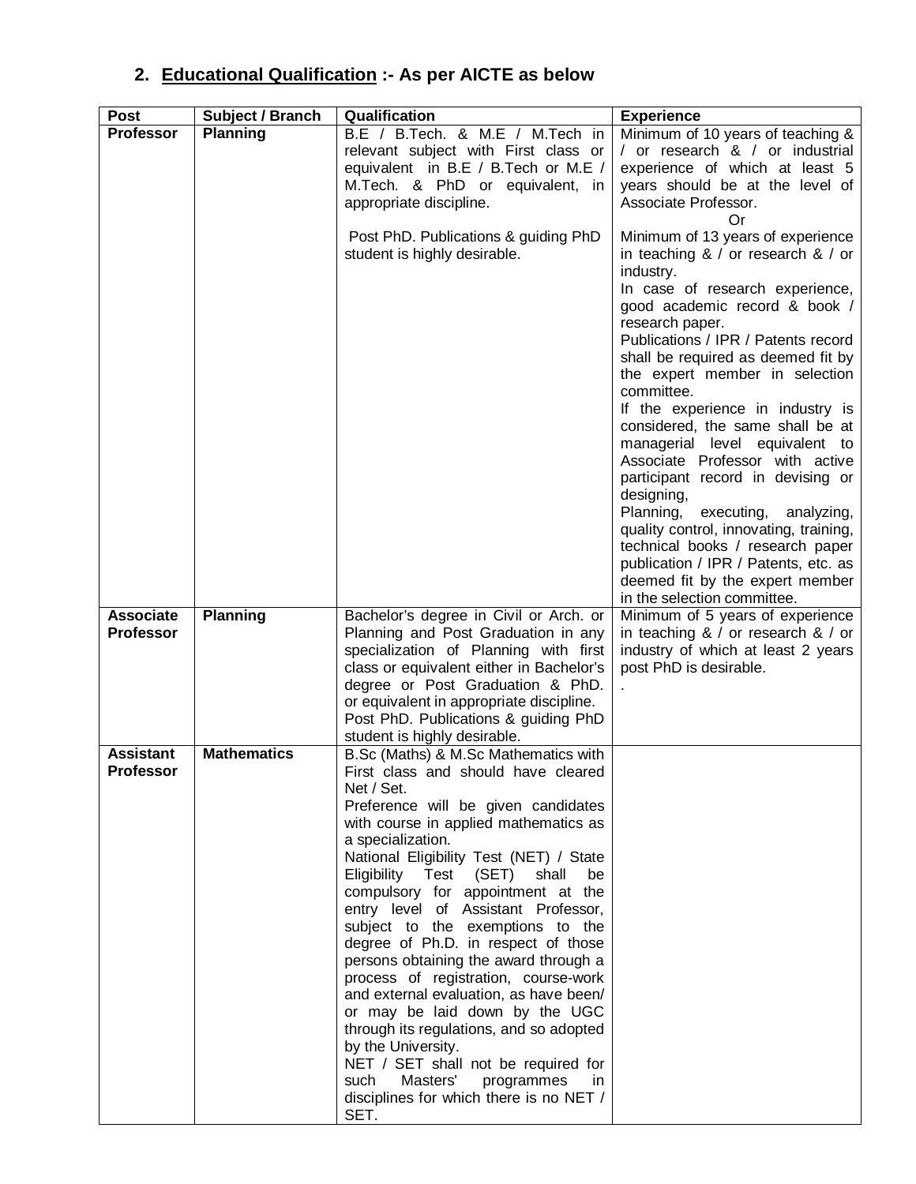## 2. <u>Educational Qualification</u> :- As per AICTE as below

| Post | Subject / Branch | Qualification | Experience |
|---|---|---|---|
| **Professor** | **Planning** | B.E / B.Tech. & M.E / M.Tech in relevant subject with First class or equivalent in B.E / B.Tech or M.E / M.Tech. & PhD or equivalent, in appropriate discipline.<br><br>Post PhD. Publications & guiding PhD student is highly desirable. | Minimum of 10 years of teaching & / or research & / or industrial experience of which at least 5 years should be at the level of Associate Professor.<br>Or<br>Minimum of 13 years of experience in teaching & / or research & / or industry.<br>In case of research experience, good academic record & book / research paper.<br>Publications / IPR / Patents record shall be required as deemed fit by the expert member in selection committee.<br>If the experience in industry is considered, the same shall be at managerial level equivalent to Associate Professor with active participant record in devising or designing,<br>Planning, executing, analyzing, quality control, innovating, training, technical books / research paper publication / IPR / Patents, etc. as deemed fit by the expert member in the selection committee. |
| **Associate Professor** | **Planning** | Bachelor's degree in Civil or Arch. or Planning and Post Graduation in any specialization of Planning with first class or equivalent either in Bachelor's degree or Post Graduation & PhD. or equivalent in appropriate discipline.<br>Post PhD. Publications & guiding PhD student is highly desirable. | Minimum of 5 years of experience in teaching & / or research & / or industry of which at least 2 years post PhD is desirable.<br>. |
| **Assistant Professor** | **Mathematics** | B.Sc (Maths) & M.Sc Mathematics with First class and should have cleared Net / Set.<br>Preference will be given candidates with course in applied mathematics as a specialization.<br>National Eligibility Test (NET) / State Eligibility Test (SET) shall be compulsory for appointment at the entry level of Assistant Professor, subject to the exemptions to the degree of Ph.D. in respect of those persons obtaining the award through a process of registration, course-work and external evaluation, as have been/ or may be laid down by the UGC through its regulations, and so adopted by the University.<br>NET / SET shall not be required for such Masters' programmes in disciplines for which there is no NET / SET. | |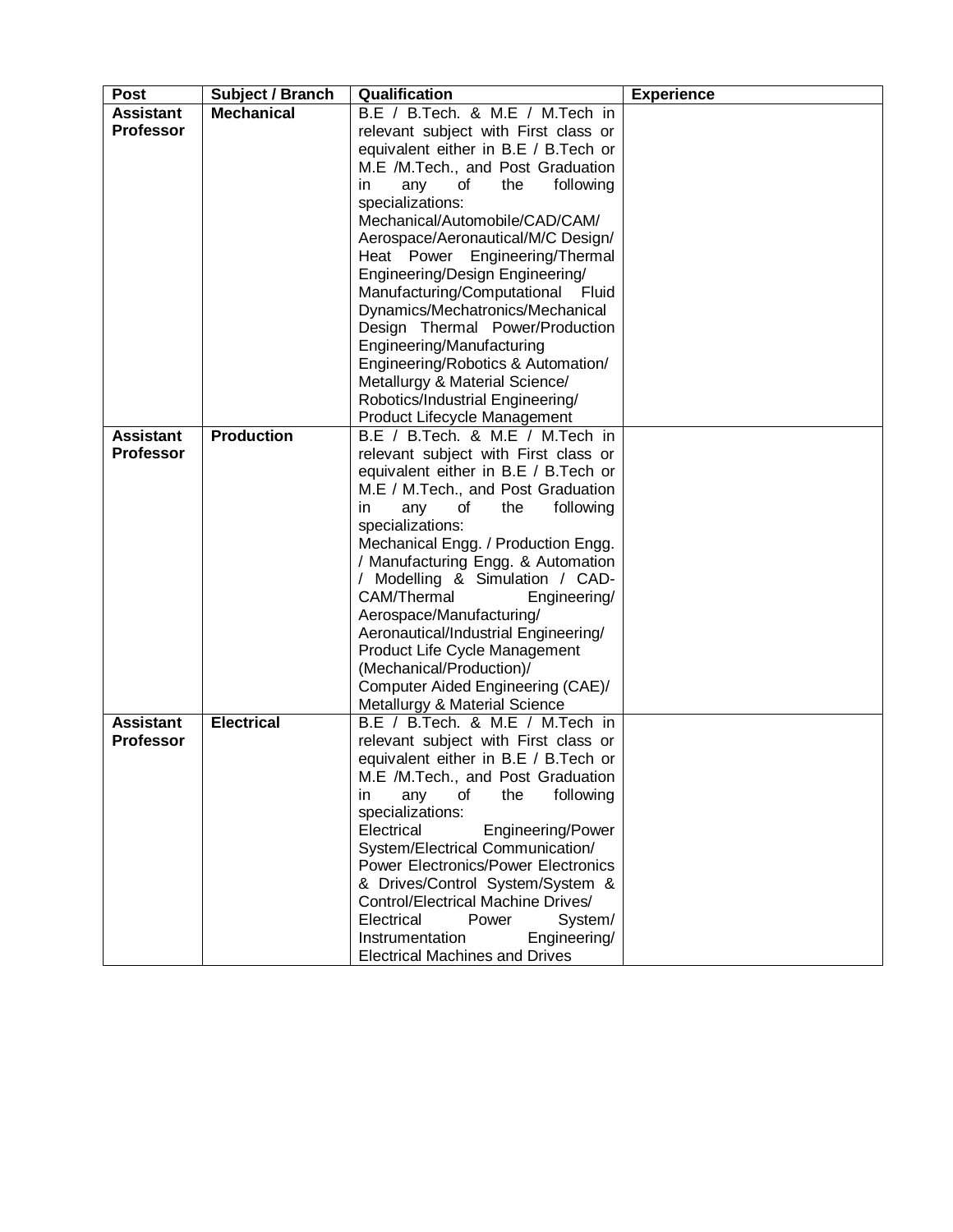| Post | Subject / Branch | Qualification | Experience |
|---|---|---|---|
| **Assistant Professor** | **Mechanical** | B.E / B.Tech. & M.E / M.Tech in relevant subject with First class or equivalent either in B.E / B.Tech or M.E /M.Tech., and Post Graduation in any of the following specializations: Mechanical/Automobile/CAD/CAM/ Aerospace/Aeronautical/M/C Design/ Heat Power Engineering/Thermal Engineering/Design Engineering/ Manufacturing/Computational Fluid Dynamics/Mechatronics/Mechanical Design Thermal Power/Production Engineering/Manufacturing Engineering/Robotics & Automation/ Metallurgy & Material Science/ Robotics/Industrial Engineering/ Product Lifecycle Management | |
| **Assistant Professor** | **Production** | B.E / B.Tech. & M.E / M.Tech in relevant subject with First class or equivalent either in B.E / B.Tech or M.E / M.Tech., and Post Graduation in any of the following specializations: Mechanical Engg. / Production Engg. / Manufacturing Engg. & Automation / Modelling & Simulation / CAD-CAM/Thermal Engineering/ Aerospace/Manufacturing/ Aeronautical/Industrial Engineering/ Product Life Cycle Management (Mechanical/Production)/ Computer Aided Engineering (CAE)/ Metallurgy & Material Science | |
| **Assistant Professor** | **Electrical** | B.E / B.Tech. & M.E / M.Tech in relevant subject with First class or equivalent either in B.E / B.Tech or M.E /M.Tech., and Post Graduation in any of the following specializations: Electrical Engineering/Power System/Electrical Communication/ Power Electronics/Power Electronics & Drives/Control System/System & Control/Electrical Machine Drives/ Electrical Power System/ Instrumentation Engineering/ Electrical Machines and Drives | |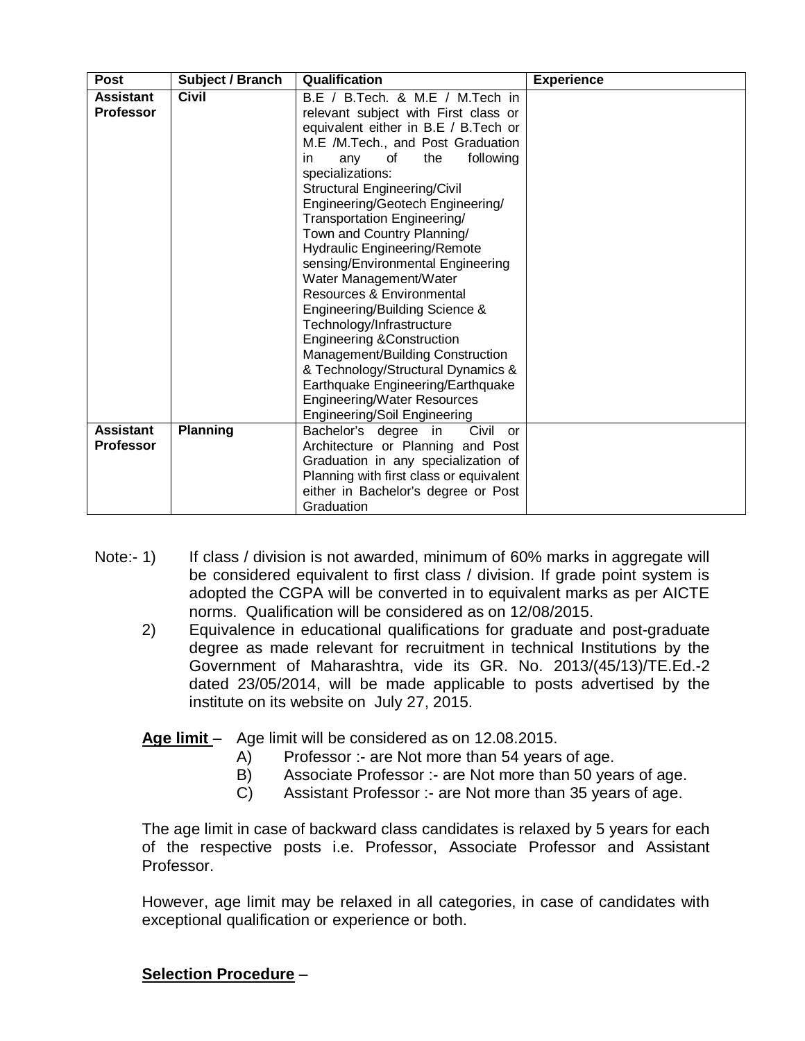| Post | Subject / Branch | Qualification | Experience |
|---|---|---|---|
| **Assistant Professor** | **Civil** | B.E / B.Tech. & M.E / M.Tech in relevant subject with First class or equivalent either in B.E / B.Tech or M.E /M.Tech., and Post Graduation in any of the following specializations: Structural Engineering/Civil Engineering/Geotech Engineering/ Transportation Engineering/ Town and Country Planning/ Hydraulic Engineering/Remote sensing/Environmental Engineering Water Management/Water Resources & Environmental Engineering/Building Science & Technology/Infrastructure Engineering &Construction Management/Building Construction & Technology/Structural Dynamics & Earthquake Engineering/Earthquake Engineering/Water Resources Engineering/Soil Engineering | |
| **Assistant Professor** | **Planning** | Bachelor's degree in Civil or Architecture or Planning and Post Graduation in any specialization of Planning with first class or equivalent either in Bachelor's degree or Post Graduation | |

Note:- 1) If class / division is not awarded, minimum of 60% marks in aggregate will be considered equivalent to first class / division. If grade point system is adopted the CGPA will be converted in to equivalent marks as per AICTE norms. Qualification will be considered as on 12/08/2015.

2) Equivalence in educational qualifications for graduate and post-graduate degree as made relevant for recruitment in technical Institutions by the Government of Maharashtra, vide its GR. No. 2013/(45/13)/TE.Ed.-2 dated 23/05/2014, will be made applicable to posts advertised by the institute on its website on July 27, 2015.

**Age limit** – Age limit will be considered as on 12.08.2015.

A) Professor :- are Not more than 54 years of age.

B) Associate Professor :- are Not more than 50 years of age.

C) Assistant Professor :- are Not more than 35 years of age.

The age limit in case of backward class candidates is relaxed by 5 years for each of the respective posts i.e. Professor, Associate Professor and Assistant Professor.

However, age limit may be relaxed in all categories, in case of candidates with exceptional qualification or experience or both.

**Selection Procedure** –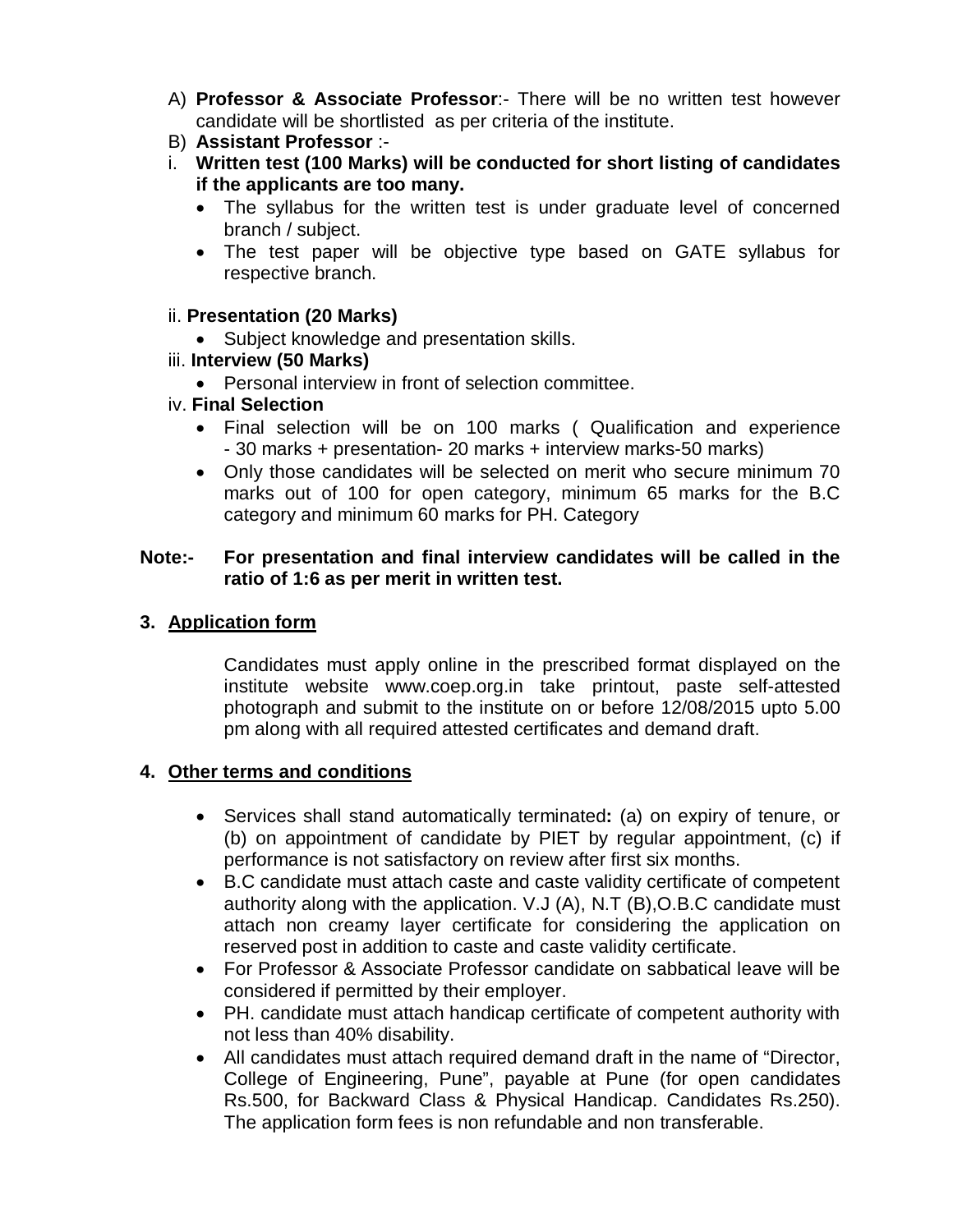A) **Professor & Associate Professor**:- There will be no written test however candidate will be shortlisted as per criteria of the institute.

B) **Assistant Professor** :-

i. **Written test (100 Marks) will be conducted for short listing of candidates if the applicants are too many.**
   - The syllabus for the written test is under graduate level of concerned branch / subject.
   - The test paper will be objective type based on GATE syllabus for respective branch.

ii. **Presentation (20 Marks)**
   - Subject knowledge and presentation skills.

iii. **Interview (50 Marks)**
   - Personal interview in front of selection committee.

iv. **Final Selection**
   - Final selection will be on 100 marks ( Qualification and experience - 30 marks + presentation- 20 marks + interview marks-50 marks)
   - Only those candidates will be selected on merit who secure minimum 70 marks out of 100 for open category, minimum 65 marks for the B.C category and minimum 60 marks for PH. Category

**Note:- For presentation and final interview candidates will be called in the ratio of 1:6 as per merit in written test.**

**3. Application form**

Candidates must apply online in the prescribed format displayed on the institute website www.coep.org.in take printout, paste self-attested photograph and submit to the institute on or before 12/08/2015 upto 5.00 pm along with all required attested certificates and demand draft.

**4. Other terms and conditions**

- Services shall stand automatically terminated**:** (a) on expiry of tenure, or (b) on appointment of candidate by PIET by regular appointment, (c) if performance is not satisfactory on review after first six months.
- B.C candidate must attach caste and caste validity certificate of competent authority along with the application. V.J (A), N.T (B),O.B.C candidate must attach non creamy layer certificate for considering the application on reserved post in addition to caste and caste validity certificate.
- For Professor & Associate Professor candidate on sabbatical leave will be considered if permitted by their employer.
- PH. candidate must attach handicap certificate of competent authority with not less than 40% disability.
- All candidates must attach required demand draft in the name of "Director, College of Engineering, Pune", payable at Pune (for open candidates Rs.500, for Backward Class & Physical Handicap. Candidates Rs.250). The application form fees is non refundable and non transferable.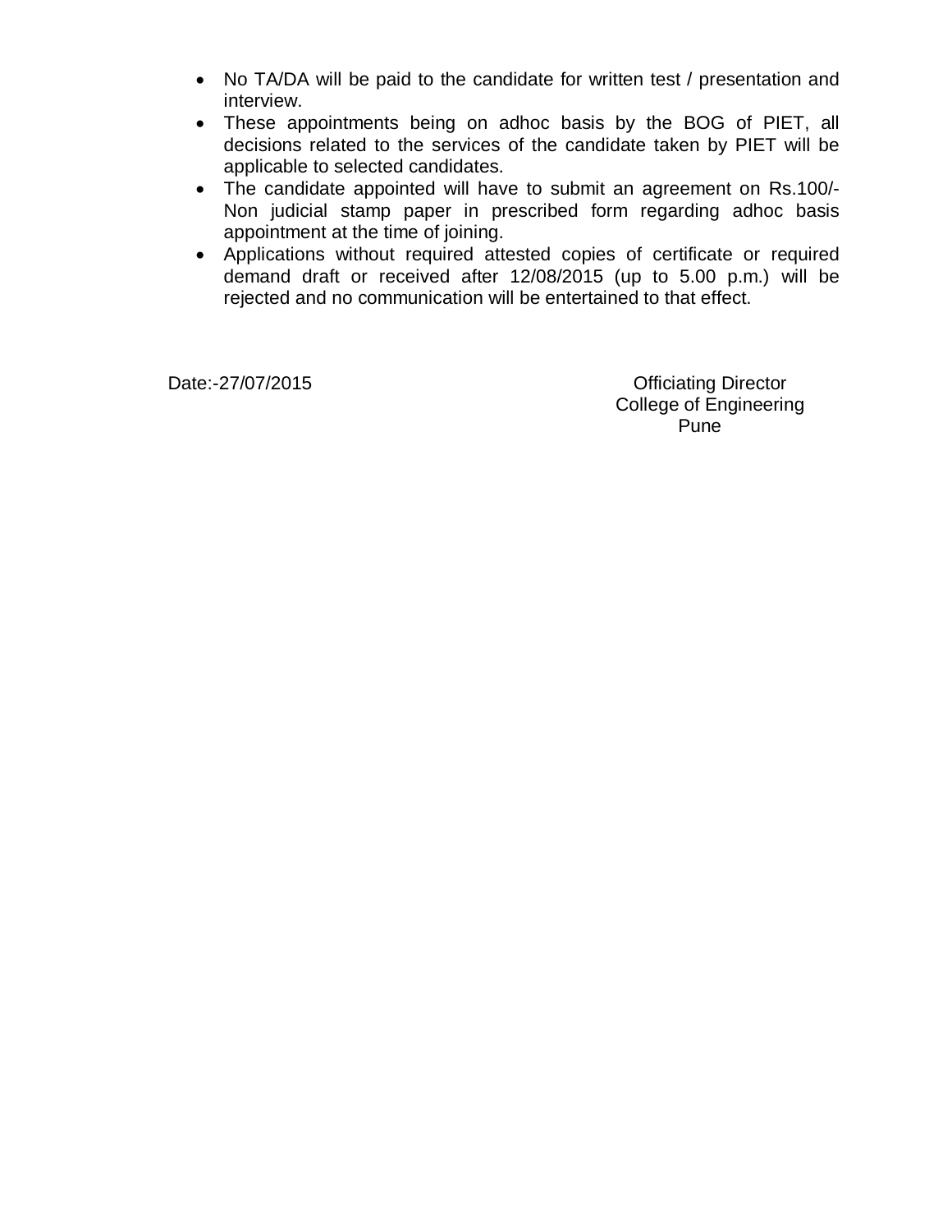- No TA/DA will be paid to the candidate for written test / presentation and interview.
- These appointments being on adhoc basis by the BOG of PIET, all decisions related to the services of the candidate taken by PIET will be applicable to selected candidates.
- The candidate appointed will have to submit an agreement on Rs.100/- Non judicial stamp paper in prescribed form regarding adhoc basis appointment at the time of joining.
- Applications without required attested copies of certificate or required demand draft or received after 12/08/2015 (up to 5.00 p.m.) will be rejected and no communication will be entertained to that effect.

Date:-27/07/2015

Officiating Director
College of Engineering
Pune